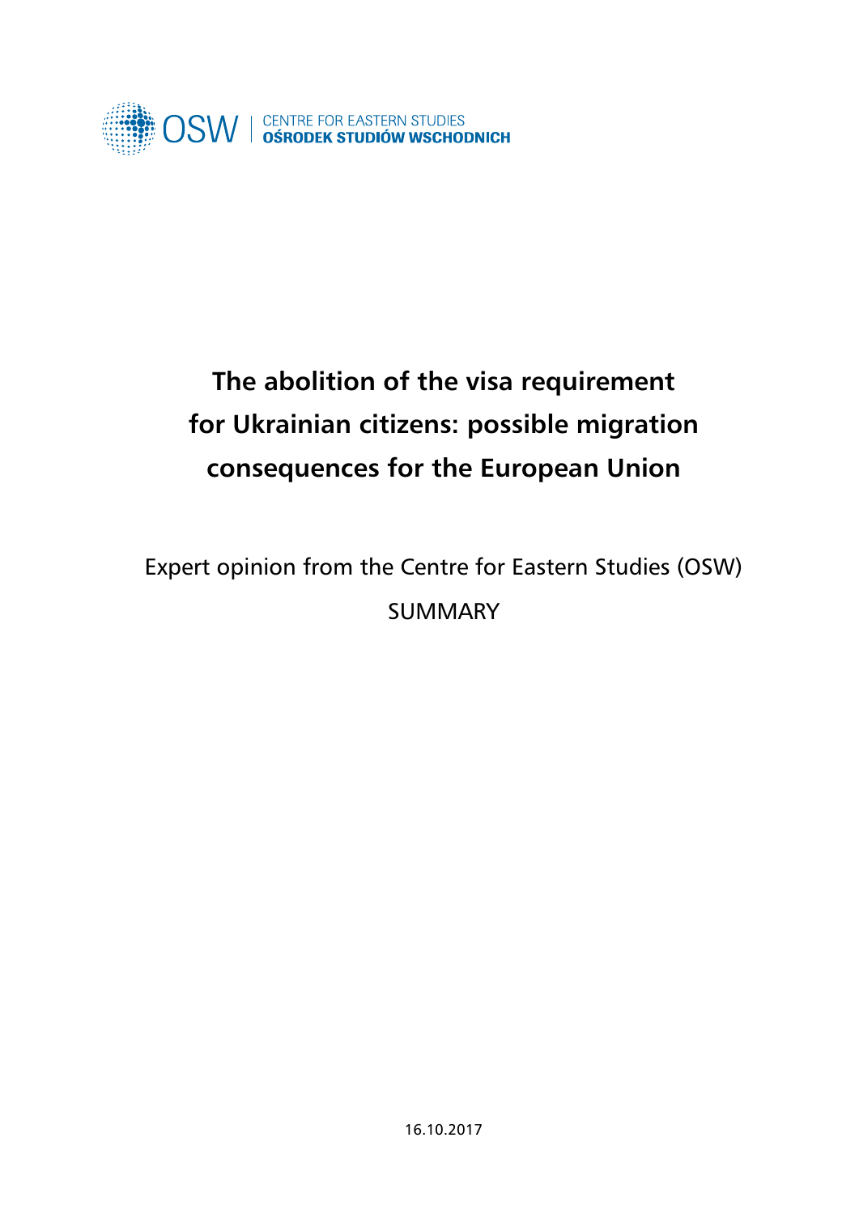OSW | CENTRE FOR EASTERN STUDIES
OŚRODEK STUDIÓW WSCHODNICH

# The abolition of the visa requirement for Ukrainian citizens: possible migration consequences for the European Union

Expert opinion from the Centre for Eastern Studies (OSW)

SUMMARY

16.10.2017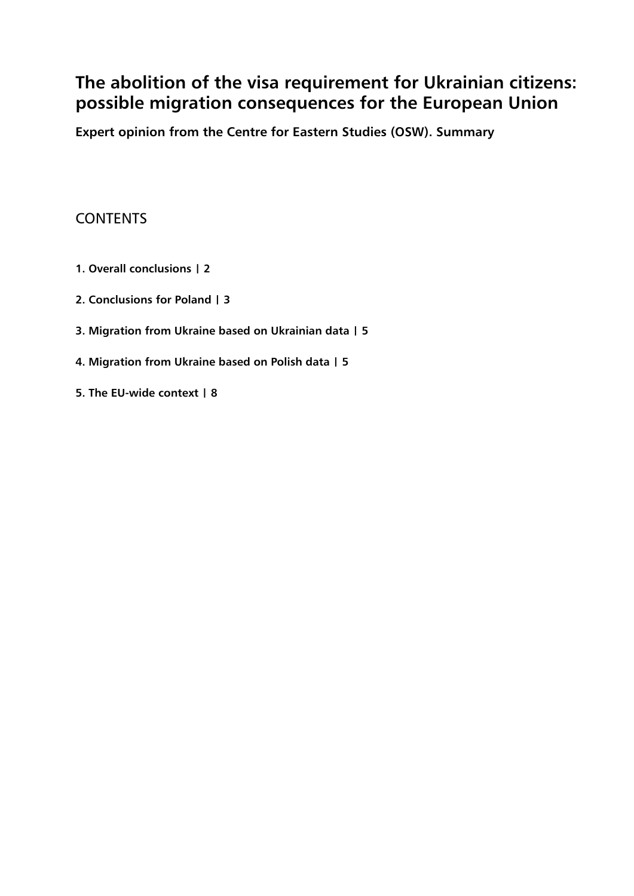# The abolition of the visa requirement for Ukrainian citizens: possible migration consequences for the European Union

**Expert opinion from the Centre for Eastern Studies (OSW). Summary**

## CONTENTS

**1. Overall conclusions | 2**

**2. Conclusions for Poland | 3**

**3. Migration from Ukraine based on Ukrainian data | 5**

**4. Migration from Ukraine based on Polish data | 5**

**5. The EU-wide context | 8**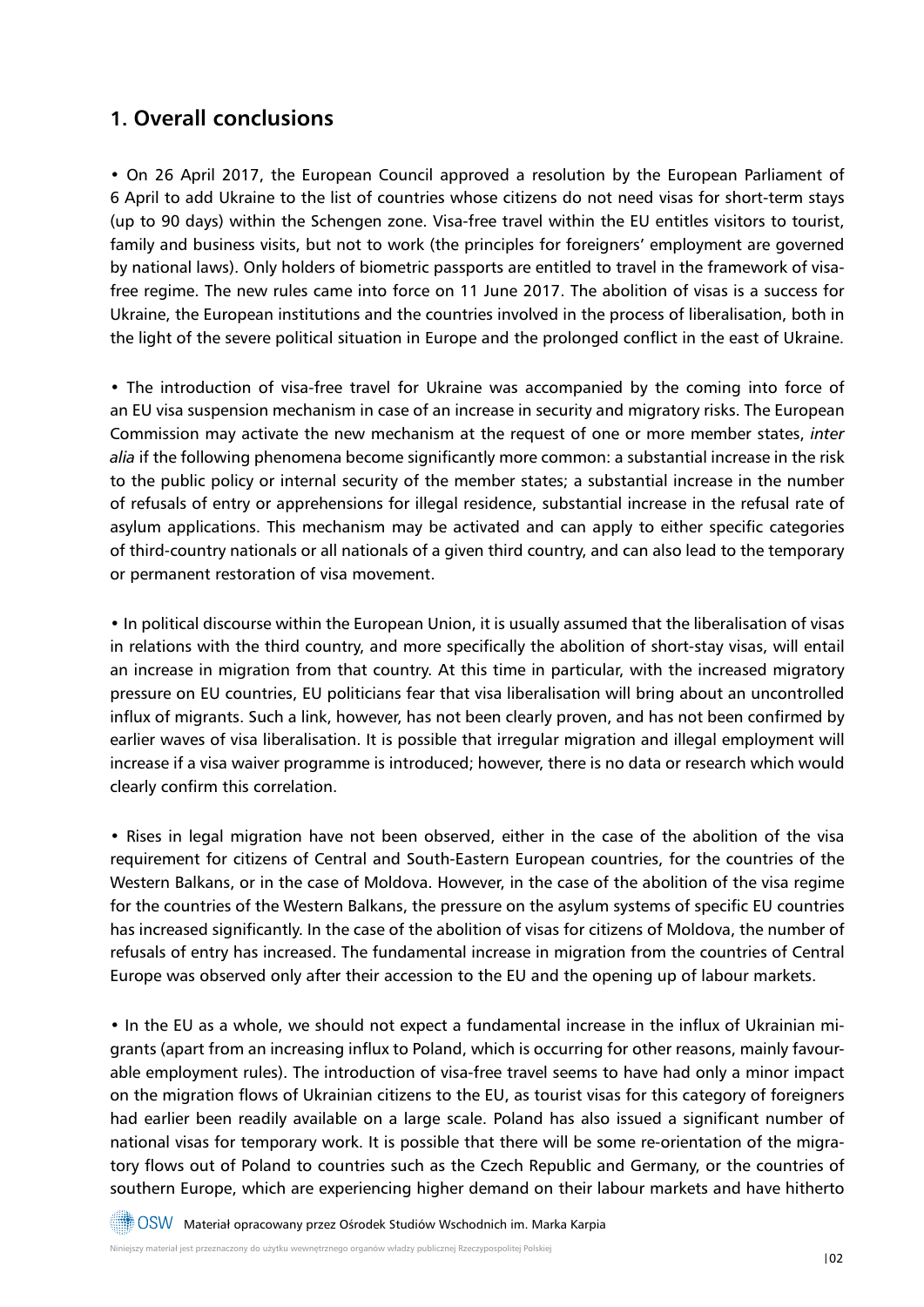## 1. Overall conclusions

• On 26 April 2017, the European Council approved a resolution by the European Parliament of 6 April to add Ukraine to the list of countries whose citizens do not need visas for short-term stays (up to 90 days) within the Schengen zone. Visa-free travel within the EU entitles visitors to tourist, family and business visits, but not to work (the principles for foreigners' employment are governed by national laws). Only holders of biometric passports are entitled to travel in the framework of visa-free regime. The new rules came into force on 11 June 2017. The abolition of visas is a success for Ukraine, the European institutions and the countries involved in the process of liberalisation, both in the light of the severe political situation in Europe and the prolonged conflict in the east of Ukraine.

• The introduction of visa-free travel for Ukraine was accompanied by the coming into force of an EU visa suspension mechanism in case of an increase in security and migratory risks. The European Commission may activate the new mechanism at the request of one or more member states, *inter alia* if the following phenomena become significantly more common: a substantial increase in the risk to the public policy or internal security of the member states; a substantial increase in the number of refusals of entry or apprehensions for illegal residence, substantial increase in the refusal rate of asylum applications. This mechanism may be activated and can apply to either specific categories of third-country nationals or all nationals of a given third country, and can also lead to the temporary or permanent restoration of visa movement.

• In political discourse within the European Union, it is usually assumed that the liberalisation of visas in relations with the third country, and more specifically the abolition of short-stay visas, will entail an increase in migration from that country. At this time in particular, with the increased migratory pressure on EU countries, EU politicians fear that visa liberalisation will bring about an uncontrolled influx of migrants. Such a link, however, has not been clearly proven, and has not been confirmed by earlier waves of visa liberalisation. It is possible that irregular migration and illegal employment will increase if a visa waiver programme is introduced; however, there is no data or research which would clearly confirm this correlation.

• Rises in legal migration have not been observed, either in the case of the abolition of the visa requirement for citizens of Central and South-Eastern European countries, for the countries of the Western Balkans, or in the case of Moldova. However, in the case of the abolition of the visa regime for the countries of the Western Balkans, the pressure on the asylum systems of specific EU countries has increased significantly. In the case of the abolition of visas for citizens of Moldova, the number of refusals of entry has increased. The fundamental increase in migration from the countries of Central Europe was observed only after their accession to the EU and the opening up of labour markets.

• In the EU as a whole, we should not expect a fundamental increase in the influx of Ukrainian migrants (apart from an increasing influx to Poland, which is occurring for other reasons, mainly favourable employment rules). The introduction of visa-free travel seems to have had only a minor impact on the migration flows of Ukrainian citizens to the EU, as tourist visas for this category of foreigners had earlier been readily available on a large scale. Poland has also issued a significant number of national visas for temporary work. It is possible that there will be some re-orientation of the migratory flows out of Poland to countries such as the Czech Republic and Germany, or the countries of southern Europe, which are experiencing higher demand on their labour markets and have hitherto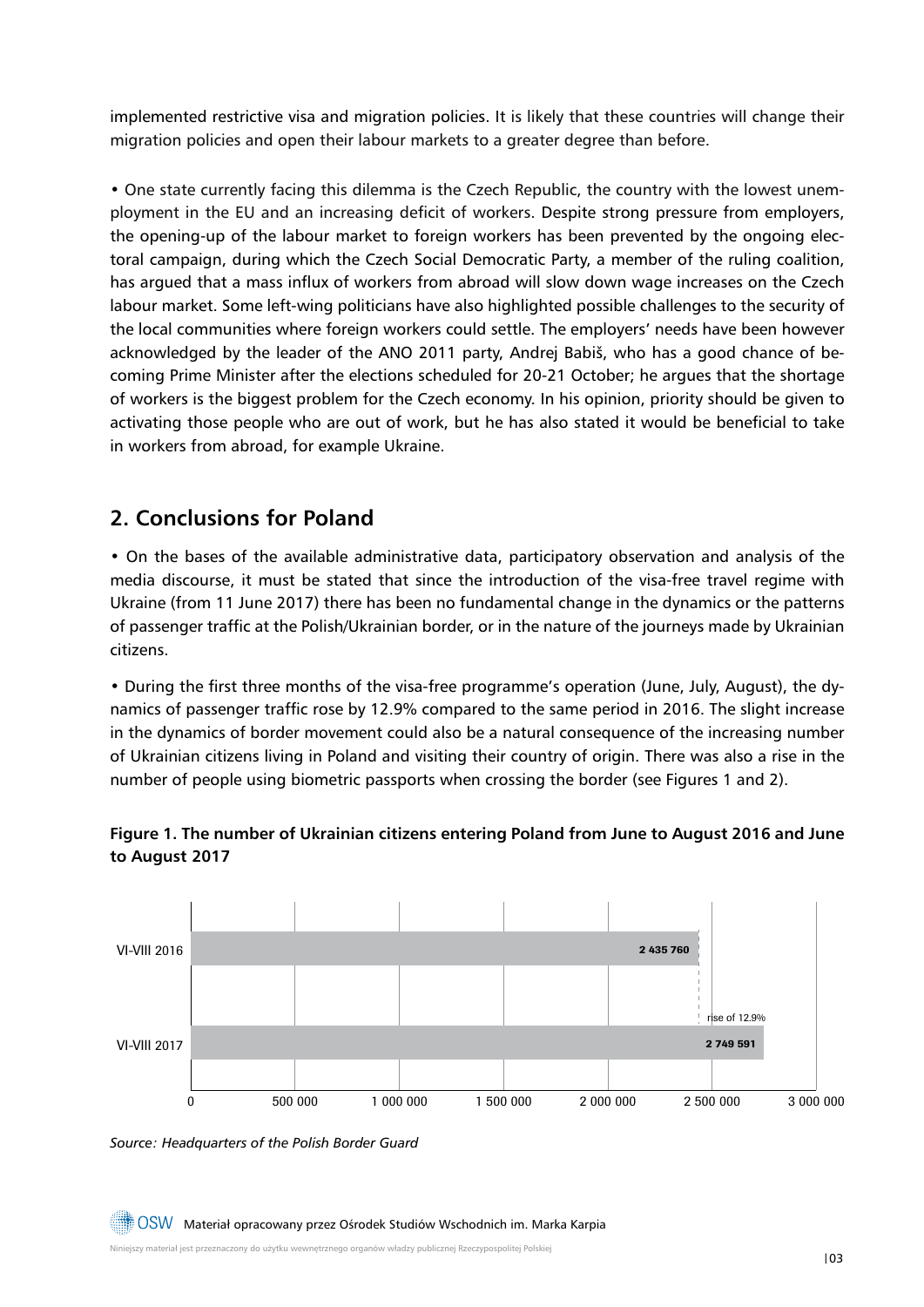implemented restrictive visa and migration policies. It is likely that these countries will change their migration policies and open their labour markets to a greater degree than before.

• One state currently facing this dilemma is the Czech Republic, the country with the lowest unemployment in the EU and an increasing deficit of workers. Despite strong pressure from employers, the opening-up of the labour market to foreign workers has been prevented by the ongoing electoral campaign, during which the Czech Social Democratic Party, a member of the ruling coalition, has argued that a mass influx of workers from abroad will slow down wage increases on the Czech labour market. Some left-wing politicians have also highlighted possible challenges to the security of the local communities where foreign workers could settle. The employers' needs have been however acknowledged by the leader of the ANO 2011 party, Andrej Babiš, who has a good chance of becoming Prime Minister after the elections scheduled for 20-21 October; he argues that the shortage of workers is the biggest problem for the Czech economy. In his opinion, priority should be given to activating those people who are out of work, but he has also stated it would be beneficial to take in workers from abroad, for example Ukraine.

## 2. Conclusions for Poland

• On the bases of the available administrative data, participatory observation and analysis of the media discourse, it must be stated that since the introduction of the visa-free travel regime with Ukraine (from 11 June 2017) there has been no fundamental change in the dynamics or the patterns of passenger traffic at the Polish/Ukrainian border, or in the nature of the journeys made by Ukrainian citizens.

• During the first three months of the visa-free programme's operation (June, July, August), the dynamics of passenger traffic rose by 12.9% compared to the same period in 2016. The slight increase in the dynamics of border movement could also be a natural consequence of the increasing number of Ukrainian citizens living in Poland and visiting their country of origin. There was also a rise in the number of people using biometric passports when crossing the border (see Figures 1 and 2).

**Figure 1. The number of Ukrainian citizens entering Poland from June to August 2016 and June to August 2017**

| Period | Number of Ukrainian citizens entering Poland |
|---|---|
| VI-VIII 2016 | 2 435 760 |
| VI-VIII 2017 | 2 749 591 |

rise of 12.9%

*Source: Headquarters of the Polish Border Guard*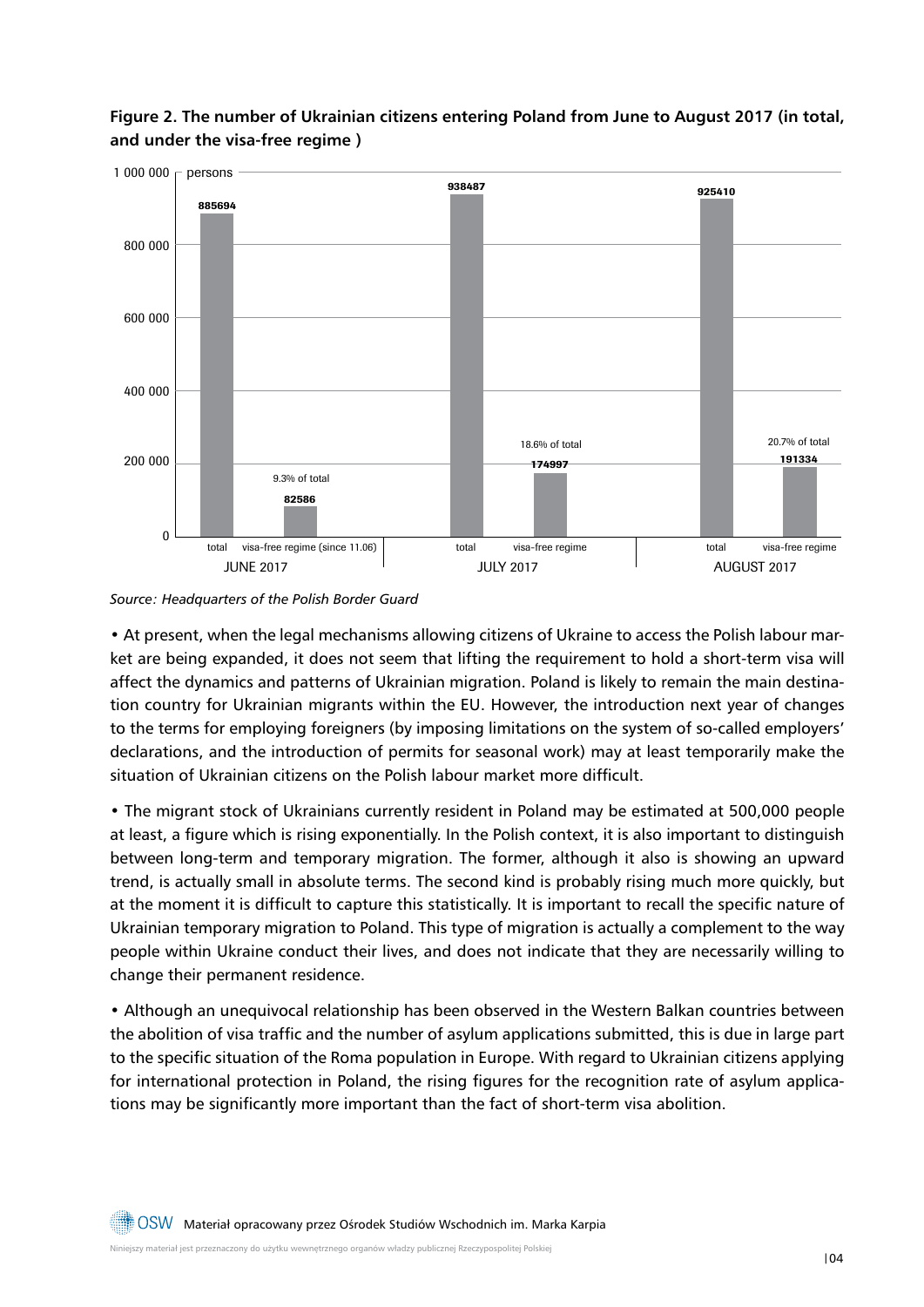**Figure 2. The number of Ukrainian citizens entering Poland from June to August 2017 (in total, and under the visa-free regime )**

| Month | Total | Visa-free regime | Share of total |
|---|---|---|---|
| JUNE 2017 | 885694 | 82586 (since 11.06) | 9.3% of total |
| JULY 2017 | 938487 | 174997 | 18.6% of total |
| AUGUST 2017 | 925410 | 191334 | 20.7% of total |

*Source: Headquarters of the Polish Border Guard*

• At present, when the legal mechanisms allowing citizens of Ukraine to access the Polish labour market are being expanded, it does not seem that lifting the requirement to hold a short-term visa will affect the dynamics and patterns of Ukrainian migration. Poland is likely to remain the main destination country for Ukrainian migrants within the EU. However, the introduction next year of changes to the terms for employing foreigners (by imposing limitations on the system of so-called employers' declarations, and the introduction of permits for seasonal work) may at least temporarily make the situation of Ukrainian citizens on the Polish labour market more difficult.

• The migrant stock of Ukrainians currently resident in Poland may be estimated at 500,000 people at least, a figure which is rising exponentially. In the Polish context, it is also important to distinguish between long-term and temporary migration. The former, although it also is showing an upward trend, is actually small in absolute terms. The second kind is probably rising much more quickly, but at the moment it is difficult to capture this statistically. It is important to recall the specific nature of Ukrainian temporary migration to Poland. This type of migration is actually a complement to the way people within Ukraine conduct their lives, and does not indicate that they are necessarily willing to change their permanent residence.

• Although an unequivocal relationship has been observed in the Western Balkan countries between the abolition of visa traffic and the number of asylum applications submitted, this is due in large part to the specific situation of the Roma population in Europe. With regard to Ukrainian citizens applying for international protection in Poland, the rising figures for the recognition rate of asylum applications may be significantly more important than the fact of short-term visa abolition.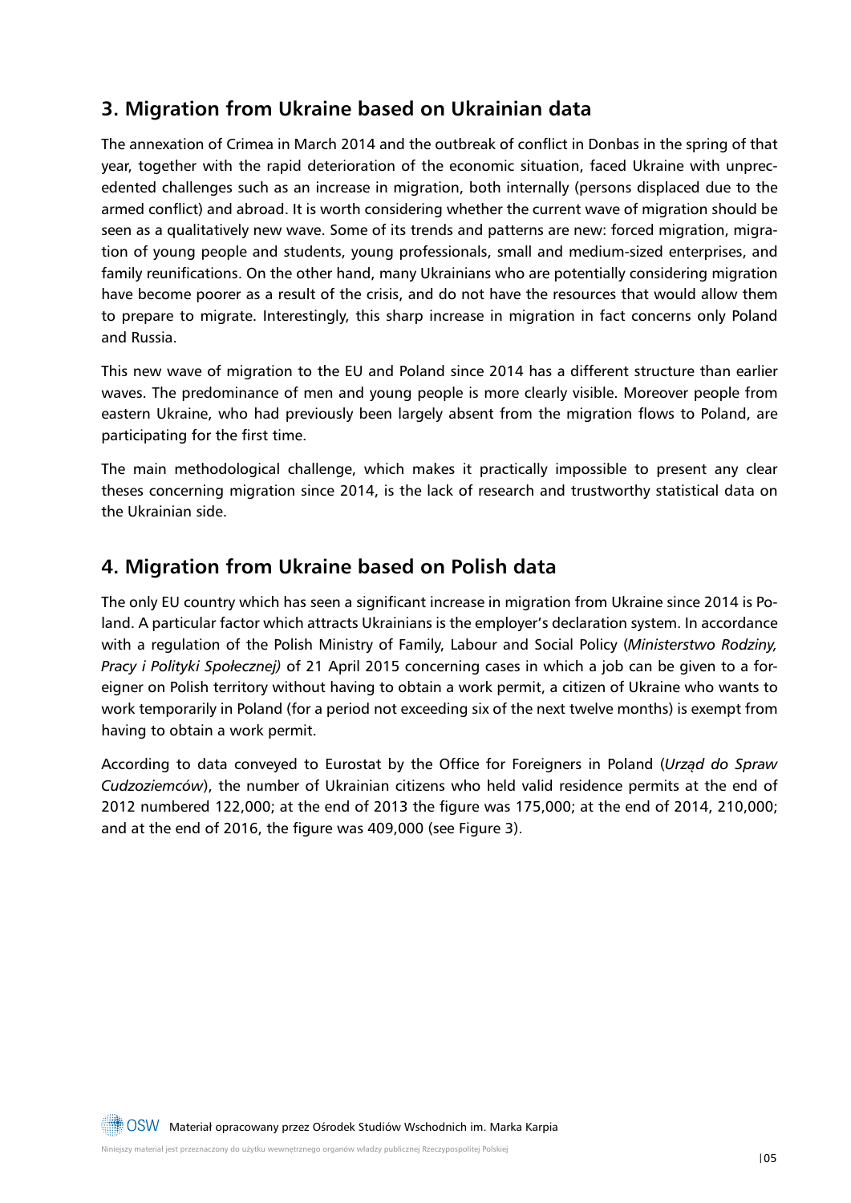## 3. Migration from Ukraine based on Ukrainian data

The annexation of Crimea in March 2014 and the outbreak of conflict in Donbas in the spring of that year, together with the rapid deterioration of the economic situation, faced Ukraine with unprecedented challenges such as an increase in migration, both internally (persons displaced due to the armed conflict) and abroad. It is worth considering whether the current wave of migration should be seen as a qualitatively new wave. Some of its trends and patterns are new: forced migration, migration of young people and students, young professionals, small and medium-sized enterprises, and family reunifications. On the other hand, many Ukrainians who are potentially considering migration have become poorer as a result of the crisis, and do not have the resources that would allow them to prepare to migrate. Interestingly, this sharp increase in migration in fact concerns only Poland and Russia.

This new wave of migration to the EU and Poland since 2014 has a different structure than earlier waves. The predominance of men and young people is more clearly visible. Moreover people from eastern Ukraine, who had previously been largely absent from the migration flows to Poland, are participating for the first time.

The main methodological challenge, which makes it practically impossible to present any clear theses concerning migration since 2014, is the lack of research and trustworthy statistical data on the Ukrainian side.

## 4. Migration from Ukraine based on Polish data

The only EU country which has seen a significant increase in migration from Ukraine since 2014 is Poland. A particular factor which attracts Ukrainians is the employer's declaration system. In accordance with a regulation of the Polish Ministry of Family, Labour and Social Policy (*Ministerstwo Rodziny, Pracy i Polityki Społecznej)* of 21 April 2015 concerning cases in which a job can be given to a foreigner on Polish territory without having to obtain a work permit, a citizen of Ukraine who wants to work temporarily in Poland (for a period not exceeding six of the next twelve months) is exempt from having to obtain a work permit.

According to data conveyed to Eurostat by the Office for Foreigners in Poland (*Urząd do Spraw Cudzoziemców*), the number of Ukrainian citizens who held valid residence permits at the end of 2012 numbered 122,000; at the end of 2013 the figure was 175,000; at the end of 2014, 210,000; and at the end of 2016, the figure was 409,000 (see Figure 3).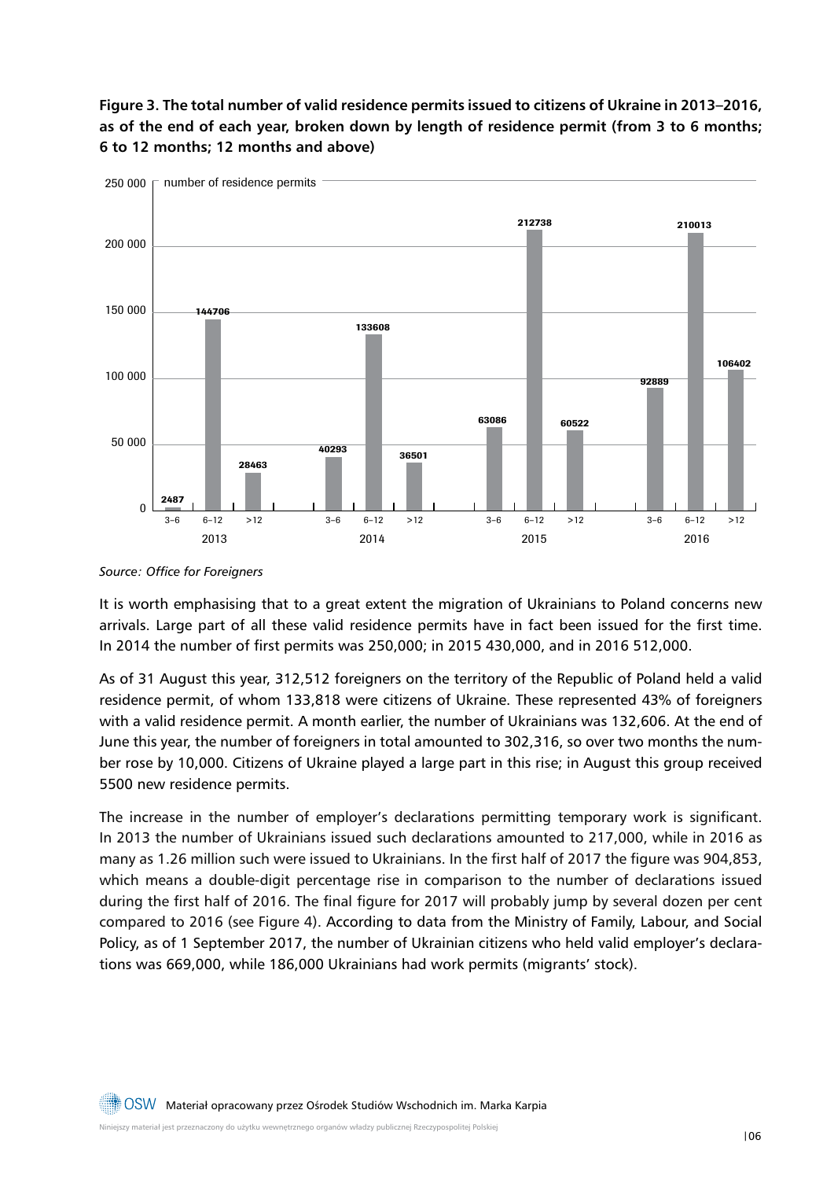**Figure 3. The total number of valid residence permits issued to citizens of Ukraine in 2013–2016, as of the end of each year, broken down by length of residence permit (from 3 to 6 months; 6 to 12 months; 12 months and above)**

number of residence permits

| Year | 3–6 | 6–12 | >12 |
|---|---|---|---|
| 2013 | 2487 | 144706 | 28463 |
| 2014 | 40293 | 133608 | 36501 |
| 2015 | 63086 | 212738 | 60522 |
| 2016 | 92889 | 210013 | 106402 |

*Source: Office for Foreigners*

It is worth emphasising that to a great extent the migration of Ukrainians to Poland concerns new arrivals. Large part of all these valid residence permits have in fact been issued for the first time. In 2014 the number of first permits was 250,000; in 2015 430,000, and in 2016 512,000.

As of 31 August this year, 312,512 foreigners on the territory of the Republic of Poland held a valid residence permit, of whom 133,818 were citizens of Ukraine. These represented 43% of foreigners with a valid residence permit. A month earlier, the number of Ukrainians was 132,606. At the end of June this year, the number of foreigners in total amounted to 302,316, so over two months the number rose by 10,000. Citizens of Ukraine played a large part in this rise; in August this group received 5500 new residence permits.

The increase in the number of employer's declarations permitting temporary work is significant. In 2013 the number of Ukrainians issued such declarations amounted to 217,000, while in 2016 as many as 1.26 million such were issued to Ukrainians. In the first half of 2017 the figure was 904,853, which means a double-digit percentage rise in comparison to the number of declarations issued during the first half of 2016. The final figure for 2017 will probably jump by several dozen per cent compared to 2016 (see Figure 4). According to data from the Ministry of Family, Labour, and Social Policy, as of 1 September 2017, the number of Ukrainian citizens who held valid employer's declarations was 669,000, while 186,000 Ukrainians had work permits (migrants' stock).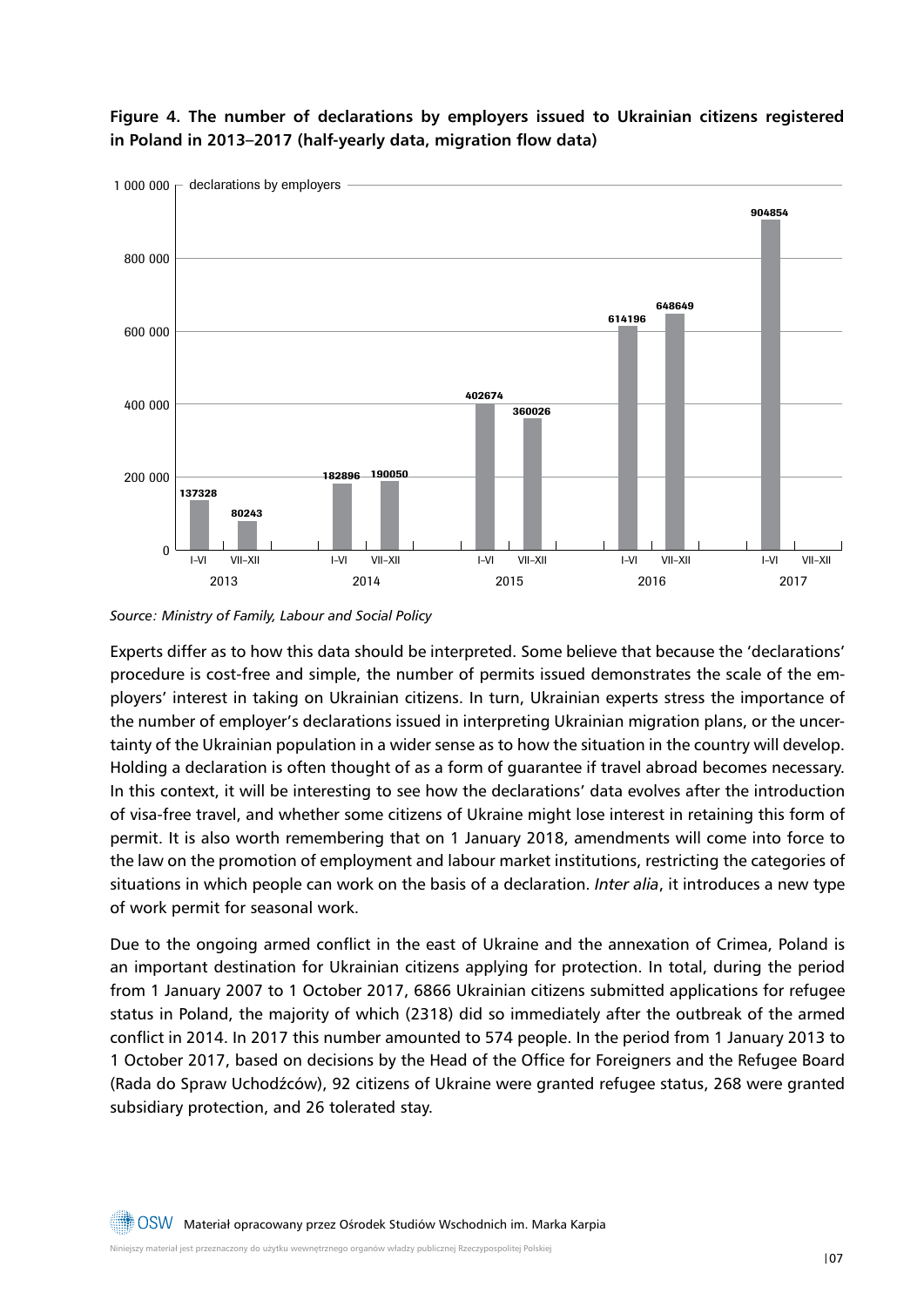**Figure 4. The number of declarations by employers issued to Ukrainian citizens registered in Poland in 2013–2017 (half-yearly data, migration flow data)**

| Year | Period | Declarations by employers |
|---|---|---|
| 2013 | I–VI | 137328 |
| 2013 | VII–XII | 80243 |
| 2014 | I–VI | 182896 |
| 2014 | VII–XII | 190050 |
| 2015 | I–VI | 402674 |
| 2015 | VII–XII | 360026 |
| 2016 | I–VI | 614196 |
| 2016 | VII–XII | 648649 |
| 2017 | I–VI | 904854 |
| 2017 | VII–XII | |

*Source: Ministry of Family, Labour and Social Policy*

Experts differ as to how this data should be interpreted. Some believe that because the 'declarations' procedure is cost-free and simple, the number of permits issued demonstrates the scale of the employers' interest in taking on Ukrainian citizens. In turn, Ukrainian experts stress the importance of the number of employer's declarations issued in interpreting Ukrainian migration plans, or the uncertainty of the Ukrainian population in a wider sense as to how the situation in the country will develop. Holding a declaration is often thought of as a form of guarantee if travel abroad becomes necessary. In this context, it will be interesting to see how the declarations' data evolves after the introduction of visa-free travel, and whether some citizens of Ukraine might lose interest in retaining this form of permit. It is also worth remembering that on 1 January 2018, amendments will come into force to the law on the promotion of employment and labour market institutions, restricting the categories of situations in which people can work on the basis of a declaration. *Inter alia*, it introduces a new type of work permit for seasonal work.

Due to the ongoing armed conflict in the east of Ukraine and the annexation of Crimea, Poland is an important destination for Ukrainian citizens applying for protection. In total, during the period from 1 January 2007 to 1 October 2017, 6866 Ukrainian citizens submitted applications for refugee status in Poland, the majority of which (2318) did so immediately after the outbreak of the armed conflict in 2014. In 2017 this number amounted to 574 people. In the period from 1 January 2013 to 1 October 2017, based on decisions by the Head of the Office for Foreigners and the Refugee Board (Rada do Spraw Uchodźców), 92 citizens of Ukraine were granted refugee status, 268 were granted subsidiary protection, and 26 tolerated stay.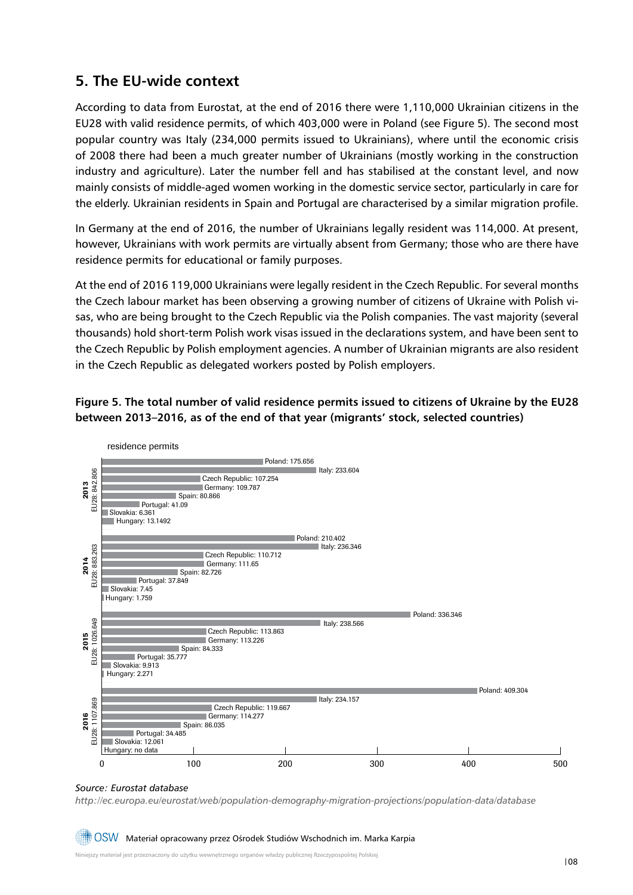## 5. The EU-wide context

According to data from Eurostat, at the end of 2016 there were 1,110,000 Ukrainian citizens in the EU28 with valid residence permits, of which 403,000 were in Poland (see Figure 5). The second most popular country was Italy (234,000 permits issued to Ukrainians), where until the economic crisis of 2008 there had been a much greater number of Ukrainians (mostly working in the construction industry and agriculture). Later the number fell and has stabilised at the constant level, and now mainly consists of middle-aged women working in the domestic service sector, particularly in care for the elderly. Ukrainian residents in Spain and Portugal are characterised by a similar migration profile.

In Germany at the end of 2016, the number of Ukrainians legally resident was 114,000. At present, however, Ukrainians with work permits are virtually absent from Germany; those who are there have residence permits for educational or family purposes.

At the end of 2016 119,000 Ukrainians were legally resident in the Czech Republic. For several months the Czech labour market has been observing a growing number of citizens of Ukraine with Polish visas, who are being brought to the Czech Republic via the Polish companies. The vast majority (several thousands) hold short-term Polish work visas issued in the declarations system, and have been sent to the Czech Republic by Polish employment agencies. A number of Ukrainian migrants are also resident in the Czech Republic as delegated workers posted by Polish employers.

**Figure 5. The total number of valid residence permits issued to citizens of Ukraine by the EU28 between 2013–2016, as of the end of that year (migrants' stock, selected countries)**

residence permits

**2013** EU28: 842.806
Poland: 175.656
Italy: 233.604
Czech Republic: 107.254
Germany: 109.787
Spain: 80.866
Portugal: 41.09
Slovakia: 6.361
Hungary: 13.1492

**2014** EU28: 883.263
Poland: 210.402
Italy: 236.346
Czech Republic: 110.712
Germany: 111.65
Spain: 82.726
Portugal: 37.849
Slovakia: 7.45
Hungary: 1.759

**2015** EU28: 1026.649
Poland: 336.346
Italy: 238.566
Czech Republic: 113.863
Germany: 113.226
Spain: 84.333
Portugal: 35.777
Slovakia: 9.913
Hungary: 2.271

**2016** EU28: 1107.869
Poland: 409.304
Italy: 234.157
Czech Republic: 119.667
Germany: 114.277
Spain: 86.035
Portugal: 34.485
Slovakia: 12.061
Hungary: no data

0 100 200 300 400 500

*Source: Eurostat database*
*http://ec.europa.eu/eurostat/web/population-demography-migration-projections/population-data/database*

OSW Materiał opracowany przez Ośrodek Studiów Wschodnich im. Marka Karpia

Niniejszy materiał jest przeznaczony do użytku wewnętrznego organów władzy publicznej Rzeczypospolitej Polskiej